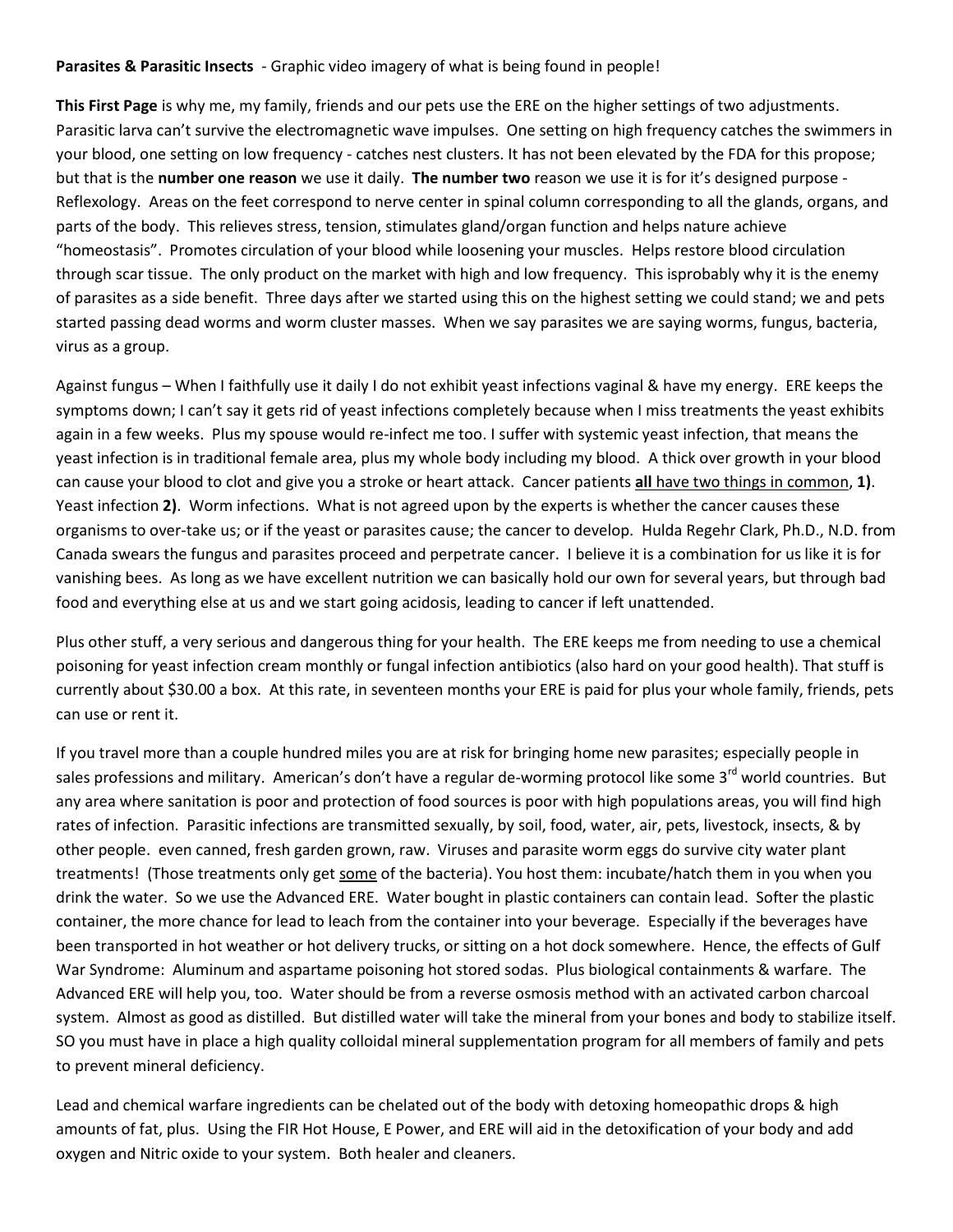**Parasites & Parasitic Insects** - Graphic video imagery of what is being found in people!

**This First Page** is why me, my family, friends and our pets use the ERE on the higher settings of two adjustments. Parasitic larva can't survive the electromagnetic wave impulses. One setting on high frequency catches the swimmers in your blood, one setting on low frequency - catches nest clusters. It has not been elevated by the FDA for this propose; but that is the **number one reason** we use it daily. **The number two** reason we use it is for it's designed purpose - Reflexology. Areas on the feet correspond to nerve center in spinal column corresponding to all the glands, organs, and parts of the body. This relieves stress, tension, stimulates gland/organ function and helps nature achieve "homeostasis". Promotes circulation of your blood while loosening your muscles. Helps restore blood circulation through scar tissue. The only product on the market with high and low frequency. This isprobably why it is the enemy of parasites as a side benefit. Three days after we started using this on the highest setting we could stand; we and pets started passing dead worms and worm cluster masses. When we say parasites we are saying worms, fungus, bacteria, virus as a group.

Against fungus – When I faithfully use it daily I do not exhibit yeast infections vaginal & have my energy. ERE keeps the symptoms down; I can't say it gets rid of yeast infections completely because when I miss treatments the yeast exhibits again in a few weeks. Plus my spouse would re-infect me too. I suffer with systemic yeast infection, that means the yeast infection is in traditional female area, plus my whole body including my blood. A thick over growth in your blood can cause your blood to clot and give you a stroke or heart attack. Cancer patients <u>**all** have two things in common</u>, **1)**. Yeast infection **2)**. Worm infections. What is not agreed upon by the experts is whether the cancer causes these organisms to over-take us; or if the yeast or parasites cause; the cancer to develop. Hulda Regehr Clark, Ph.D., N.D. from Canada swears the fungus and parasites proceed and perpetrate cancer. I believe it is a combination for us like it is for vanishing bees. As long as we have excellent nutrition we can basically hold our own for several years, but through bad food and everything else at us and we start going acidosis, leading to cancer if left unattended.

Plus other stuff, a very serious and dangerous thing for your health. The ERE keeps me from needing to use a chemical poisoning for yeast infection cream monthly or fungal infection antibiotics (also hard on your good health). That stuff is currently about $30.00 a box. At this rate, in seventeen months your ERE is paid for plus your whole family, friends, pets can use or rent it.

If you travel more than a couple hundred miles you are at risk for bringing home new parasites; especially people in sales professions and military. American's don't have a regular de-worming protocol like some 3rd world countries. But any area where sanitation is poor and protection of food sources is poor with high populations areas, you will find high rates of infection. Parasitic infections are transmitted sexually, by soil, food, water, air, pets, livestock, insects, & by other people. even canned, fresh garden grown, raw. Viruses and parasite worm eggs do survive city water plant treatments! (Those treatments only get <u>some</u> of the bacteria). You host them: incubate/hatch them in you when you drink the water. So we use the Advanced ERE. Water bought in plastic containers can contain lead. Softer the plastic container, the more chance for lead to leach from the container into your beverage. Especially if the beverages have been transported in hot weather or hot delivery trucks, or sitting on a hot dock somewhere. Hence, the effects of Gulf War Syndrome: Aluminum and aspartame poisoning hot stored sodas. Plus biological containments & warfare. The Advanced ERE will help you, too. Water should be from a reverse osmosis method with an activated carbon charcoal system. Almost as good as distilled. But distilled water will take the mineral from your bones and body to stabilize itself. SO you must have in place a high quality colloidal mineral supplementation program for all members of family and pets to prevent mineral deficiency.

Lead and chemical warfare ingredients can be chelated out of the body with detoxing homeopathic drops & high amounts of fat, plus. Using the FIR Hot House, E Power, and ERE will aid in the detoxification of your body and add oxygen and Nitric oxide to your system. Both healer and cleaners.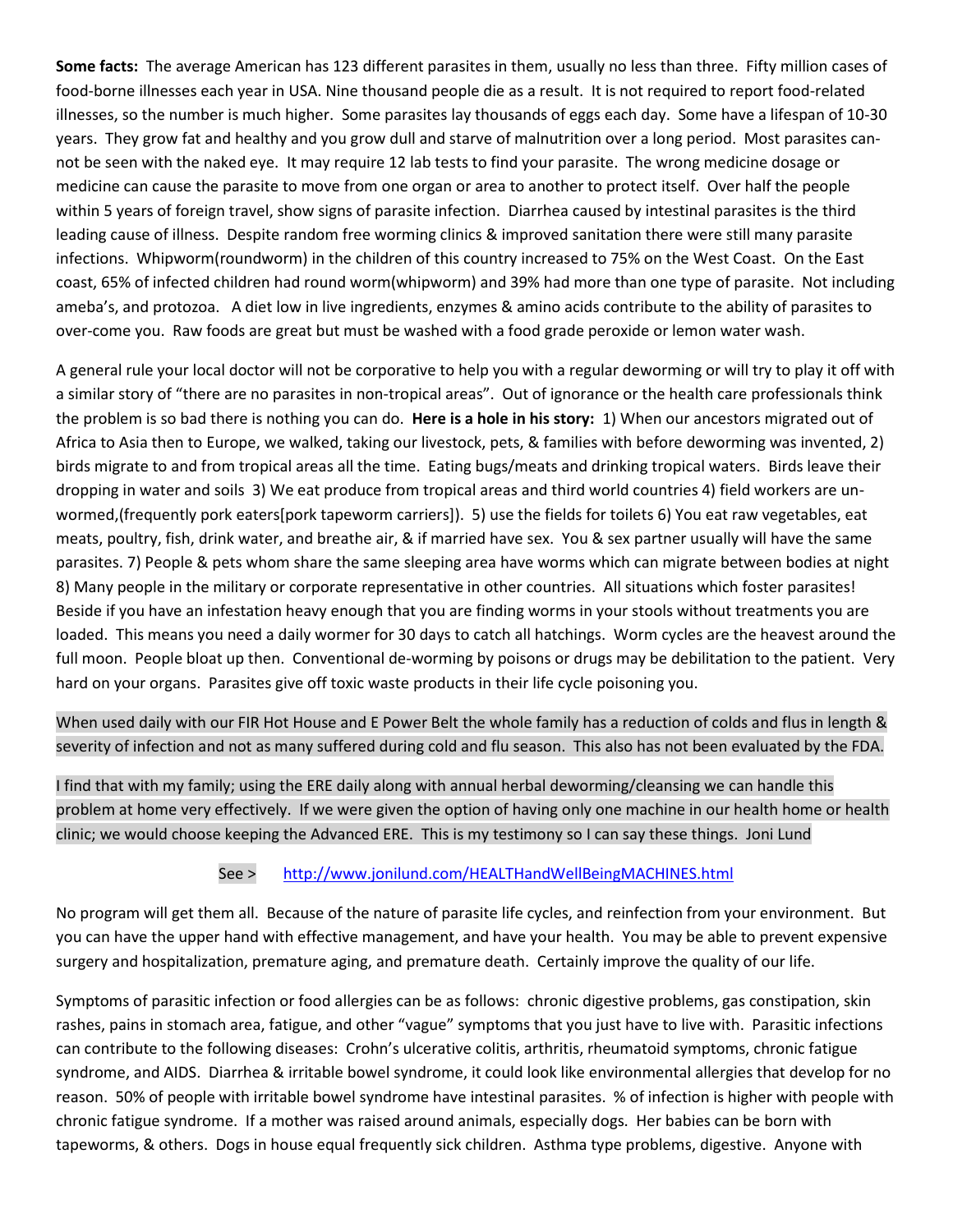**Some facts:** The average American has 123 different parasites in them, usually no less than three. Fifty million cases of food-borne illnesses each year in USA. Nine thousand people die as a result. It is not required to report food-related illnesses, so the number is much higher. Some parasites lay thousands of eggs each day. Some have a lifespan of 10-30 years. They grow fat and healthy and you grow dull and starve of malnutrition over a long period. Most parasites can-not be seen with the naked eye. It may require 12 lab tests to find your parasite. The wrong medicine dosage or medicine can cause the parasite to move from one organ or area to another to protect itself. Over half the people within 5 years of foreign travel, show signs of parasite infection. Diarrhea caused by intestinal parasites is the third leading cause of illness. Despite random free worming clinics & improved sanitation there were still many parasite infections. Whipworm(roundworm) in the children of this country increased to 75% on the West Coast. On the East coast, 65% of infected children had round worm(whipworm) and 39% had more than one type of parasite. Not including ameba's, and protozoa. A diet low in live ingredients, enzymes & amino acids contribute to the ability of parasites to over-come you. Raw foods are great but must be washed with a food grade peroxide or lemon water wash.

A general rule your local doctor will not be corporative to help you with a regular deworming or will try to play it off with a similar story of "there are no parasites in non-tropical areas". Out of ignorance or the health care professionals think the problem is so bad there is nothing you can do. **Here is a hole in his story:** 1) When our ancestors migrated out of Africa to Asia then to Europe, we walked, taking our livestock, pets, & families with before deworming was invented, 2) birds migrate to and from tropical areas all the time. Eating bugs/meats and drinking tropical waters. Birds leave their dropping in water and soils 3) We eat produce from tropical areas and third world countries 4) field workers are un-wormed,(frequently pork eaters[pork tapeworm carriers]). 5) use the fields for toilets 6) You eat raw vegetables, eat meats, poultry, fish, drink water, and breathe air, & if married have sex. You & sex partner usually will have the same parasites. 7) People & pets whom share the same sleeping area have worms which can migrate between bodies at night 8) Many people in the military or corporate representative in other countries. All situations which foster parasites! Beside if you have an infestation heavy enough that you are finding worms in your stools without treatments you are loaded. This means you need a daily wormer for 30 days to catch all hatchings. Worm cycles are the heaviest around the full moon. People bloat up then. Conventional de-worming by poisons or drugs may be debilitation to the patient. Very hard on your organs. Parasites give off toxic waste products in their life cycle poisoning you.

When used daily with our FIR Hot House and E Power Belt the whole family has a reduction of colds and flus in length & severity of infection and not as many suffered during cold and flu season. This also has not been evaluated by the FDA.

I find that with my family; using the ERE daily along with annual herbal deworming/cleansing we can handle this problem at home very effectively. If we were given the option of having only one machine in our health home or health clinic; we would choose keeping the Advanced ERE. This is my testimony so I can say these things. Joni Lund

See > http://www.jonilund.com/HEALTHandWellBeingMACHINES.html

No program will get them all. Because of the nature of parasite life cycles, and reinfection from your environment. But you can have the upper hand with effective management, and have your health. You may be able to prevent expensive surgery and hospitalization, premature aging, and premature death. Certainly improve the quality of our life.

Symptoms of parasitic infection or food allergies can be as follows: chronic digestive problems, gas constipation, skin rashes, pains in stomach area, fatigue, and other "vague" symptoms that you just have to live with. Parasitic infections can contribute to the following diseases: Crohn's ulcerative colitis, arthritis, rheumatoid symptoms, chronic fatigue syndrome, and AIDS. Diarrhea & irritable bowel syndrome, it could look like environmental allergies that develop for no reason. 50% of people with irritable bowel syndrome have intestinal parasites. % of infection is higher with people with chronic fatigue syndrome. If a mother was raised around animals, especially dogs. Her babies can be born with tapeworms, & others. Dogs in house equal frequently sick children. Asthma type problems, digestive. Anyone with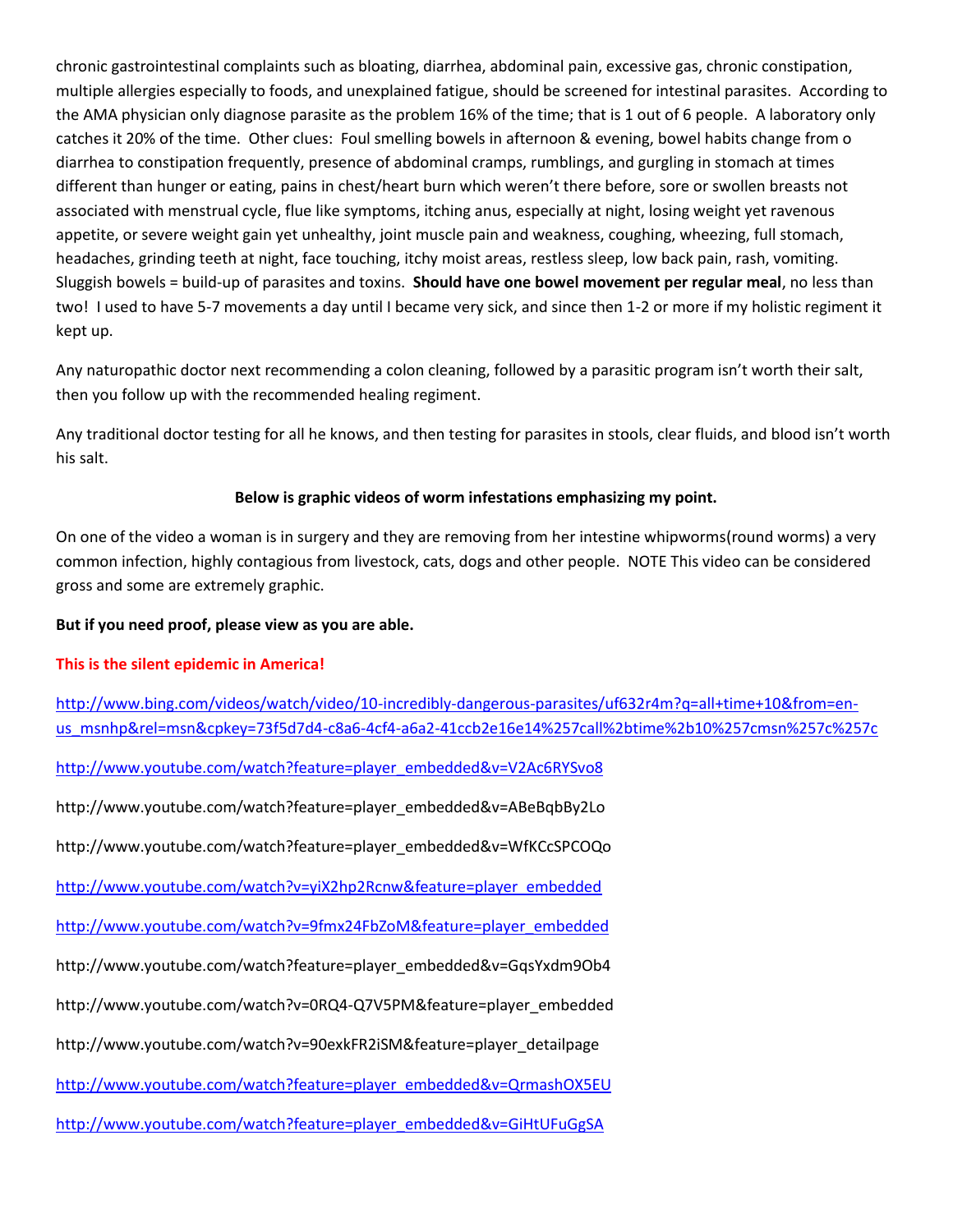chronic gastrointestinal complaints such as bloating, diarrhea, abdominal pain, excessive gas, chronic constipation, multiple allergies especially to foods, and unexplained fatigue, should be screened for intestinal parasites. According to the AMA physician only diagnose parasite as the problem 16% of the time; that is 1 out of 6 people. A laboratory only catches it 20% of the time. Other clues: Foul smelling bowels in afternoon & evening, bowel habits change from o diarrhea to constipation frequently, presence of abdominal cramps, rumblings, and gurgling in stomach at times different than hunger or eating, pains in chest/heart burn which weren't there before, sore or swollen breasts not associated with menstrual cycle, flue like symptoms, itching anus, especially at night, losing weight yet ravenous appetite, or severe weight gain yet unhealthy, joint muscle pain and weakness, coughing, wheezing, full stomach, headaches, grinding teeth at night, face touching, itchy moist areas, restless sleep, low back pain, rash, vomiting. Sluggish bowels = build-up of parasites and toxins. **Should have one bowel movement per regular meal**, no less than two! I used to have 5-7 movements a day until I became very sick, and since then 1-2 or more if my holistic regiment it kept up.

Any naturopathic doctor next recommending a colon cleaning, followed by a parasitic program isn't worth their salt, then you follow up with the recommended healing regiment.

Any traditional doctor testing for all he knows, and then testing for parasites in stools, clear fluids, and blood isn't worth his salt.

**Below is graphic videos of worm infestations emphasizing my point.**

On one of the video a woman is in surgery and they are removing from her intestine whipworms(round worms) a very common infection, highly contagious from livestock, cats, dogs and other people. NOTE This video can be considered gross and some are extremely graphic.

**But if you need proof, please view as you are able.**

**This is the silent epidemic in America!**

http://www.bing.com/videos/watch/video/10-incredibly-dangerous-parasites/uf632r4m?q=all+time+10&from=en-us_msnhp&rel=msn&cpkey=73f5d7d4-c8a6-4cf4-a6a2-41ccb2e16e14%257call%2btime%2b10%257cmsn%257c%257c

http://www.youtube.com/watch?feature=player_embedded&v=V2Ac6RYSvo8

http://www.youtube.com/watch?feature=player_embedded&v=ABeBqbBy2Lo

http://www.youtube.com/watch?feature=player_embedded&v=WfKCcSPCOQo

http://www.youtube.com/watch?v=yiX2hp2Rcnw&feature=player_embedded

http://www.youtube.com/watch?v=9fmx24FbZoM&feature=player_embedded

http://www.youtube.com/watch?feature=player_embedded&v=GqsYxdm9Ob4

http://www.youtube.com/watch?v=0RQ4-Q7V5PM&feature=player_embedded

http://www.youtube.com/watch?v=90exkFR2iSM&feature=player_detailpage

http://www.youtube.com/watch?feature=player_embedded&v=QrmashOX5EU

http://www.youtube.com/watch?feature=player_embedded&v=GiHtUFuGgSA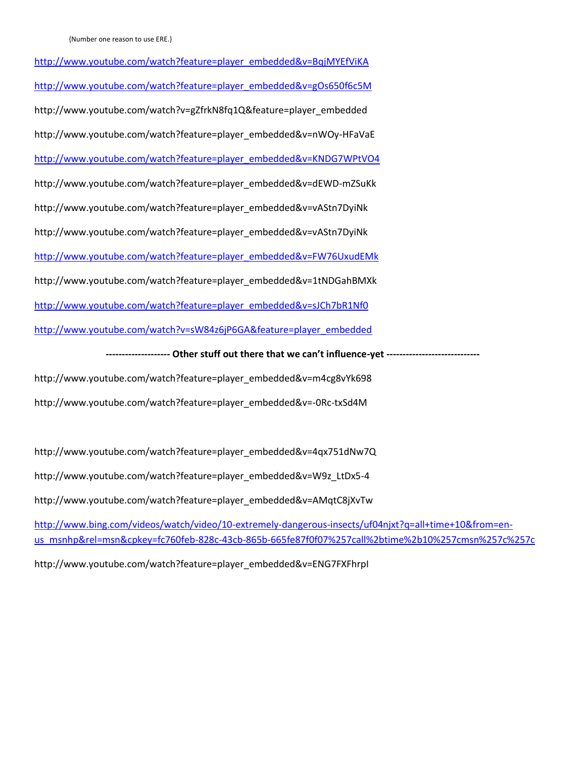{Number one reason to use ERE.}

http://www.youtube.com/watch?feature=player_embedded&v=BqjMYEfViKA

http://www.youtube.com/watch?feature=player_embedded&v=gOs650f6c5M

http://www.youtube.com/watch?v=gZfrkN8fq1Q&feature=player_embedded

http://www.youtube.com/watch?feature=player_embedded&v=nWOy-HFaVaE

http://www.youtube.com/watch?feature=player_embedded&v=KNDG7WPtVO4

http://www.youtube.com/watch?feature=player_embedded&v=dEWD-mZSuKk

http://www.youtube.com/watch?feature=player_embedded&v=vAStn7DyiNk

http://www.youtube.com/watch?feature=player_embedded&v=vAStn7DyiNk

http://www.youtube.com/watch?feature=player_embedded&v=FW76UxudEMk

http://www.youtube.com/watch?feature=player_embedded&v=1tNDGahBMXk

http://www.youtube.com/watch?feature=player_embedded&v=sJCh7bR1Nf0

http://www.youtube.com/watch?v=sW84z6jP6GA&feature=player_embedded

**------------------- Other stuff out there that we can't influence-yet ----------------------------**

http://www.youtube.com/watch?feature=player_embedded&v=m4cg8vYk698

http://www.youtube.com/watch?feature=player_embedded&v=-0Rc-txSd4M

http://www.youtube.com/watch?feature=player_embedded&v=4qx751dNw7Q

http://www.youtube.com/watch?feature=player_embedded&v=W9z_LtDx5-4

http://www.youtube.com/watch?feature=player_embedded&v=AMqtC8jXvTw

http://www.bing.com/videos/watch/video/10-extremely-dangerous-insects/uf04njxt?q=all+time+10&from=en-us_msnhp&rel=msn&cpkey=fc760feb-828c-43cb-865b-665fe87f0f07%257call%2btime%2b10%257cmsn%257c%257c

http://www.youtube.com/watch?feature=player_embedded&v=ENG7FXFhrpI